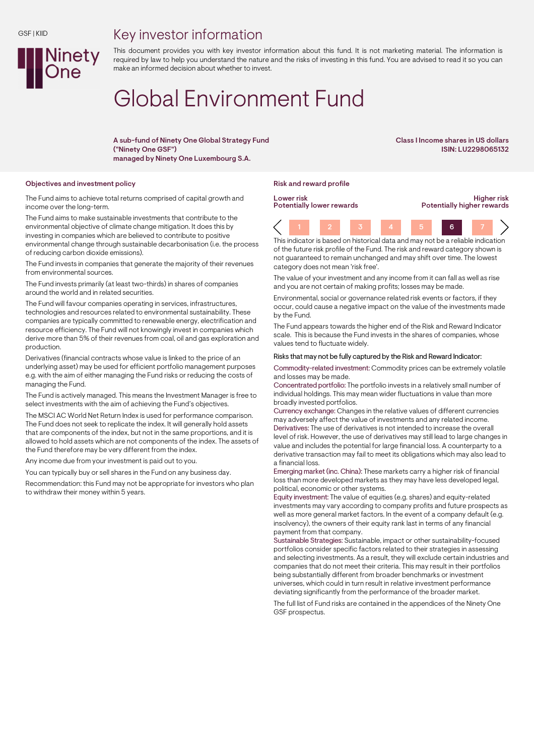GSF | KIID

# Key investor information

This document provides you with key investor information about this fund. It is not marketing material. The information is required by law to help you understand the nature and the risks of investing in this fund. You are advised to read it so you can make an informed decision about whether to invest.

# Global Environment Fund

**A sub-fund of Ninety One Global Strategy Fund ("Ninety One GSF")**
**managed by Ninety One Luxembourg S.A.**

**Class I Income shares in US dollars**
**ISIN: LU2298065132**

## Objectives and investment policy

The Fund aims to achieve total returns comprised of capital growth and income over the long-term.

The Fund aims to make sustainable investments that contribute to the environmental objective of climate change mitigation. It does this by investing in companies which are believed to contribute to positive environmental change through sustainable decarbonisation (i.e. the process of reducing carbon dioxide emissions).

The Fund invests in companies that generate the majority of their revenues from environmental sources.

The Fund invests primarily (at least two-thirds) in shares of companies around the world and in related securities.

The Fund will favour companies operating in services, infrastructures, technologies and resources related to environmental sustainability. These companies are typically committed to renewable energy, electrification and resource efficiency. The Fund will not knowingly invest in companies which derive more than 5% of their revenues from coal, oil and gas exploration and production.

Derivatives (financial contracts whose value is linked to the price of an underlying asset) may be used for efficient portfolio management purposes e.g. with the aim of either managing the Fund risks or reducing the costs of managing the Fund.

The Fund is actively managed. This means the Investment Manager is free to select investments with the aim of achieving the Fund's objectives.

The MSCI AC World Net Return Index is used for performance comparison. The Fund does not seek to replicate the index. It will generally hold assets that are components of the index, but not in the same proportions, and it is allowed to hold assets which are not components of the index. The assets of the Fund therefore may be very different from the index.

Any income due from your investment is paid out to you.

You can typically buy or sell shares in the Fund on any business day.

Recommendation: this Fund may not be appropriate for investors who plan to withdraw their money within 5 years.

## Risk and reward profile

| Lower risk<br>Potentially lower rewards | | | | | | Higher risk<br>Potentially higher rewards |
|---|---|---|---|---|---|---|
| 1 | 2 | 3 | 4 | 5 | **6** | 7 |

This indicator is based on historical data and may not be a reliable indication of the future risk profile of the Fund. The risk and reward category shown is not guaranteed to remain unchanged and may shift over time. The lowest category does not mean 'risk free'.

The value of your investment and any income from it can fall as well as rise and you are not certain of making profits; losses may be made.

Environmental, social or governance related risk events or factors, if they occur, could cause a negative impact on the value of the investments made by the Fund.

The Fund appears towards the higher end of the Risk and Reward Indicator scale. This is because the Fund invests in the shares of companies, whose values tend to fluctuate widely.

Risks that may not be fully captured by the Risk and Reward Indicator:

Commodity-related investment: Commodity prices can be extremely volatile and losses may be made.

Concentrated portfolio: The portfolio invests in a relatively small number of individual holdings. This may mean wider fluctuations in value than more broadly invested portfolios.

Currency exchange: Changes in the relative values of different currencies may adversely affect the value of investments and any related income.

Derivatives: The use of derivatives is not intended to increase the overall level of risk. However, the use of derivatives may still lead to large changes in value and includes the potential for large financial loss. A counterparty to a derivative transaction may fail to meet its obligations which may also lead to a financial loss.

Emerging market (inc. China): These markets carry a higher risk of financial loss than more developed markets as they may have less developed legal, political, economic or other systems.

Equity investment: The value of equities (e.g. shares) and equity-related investments may vary according to company profits and future prospects as well as more general market factors. In the event of a company default (e.g. insolvency), the owners of their equity rank last in terms of any financial payment from that company.

Sustainable Strategies: Sustainable, impact or other sustainability-focused portfolios consider specific factors related to their strategies in assessing and selecting investments. As a result, they will exclude certain industries and companies that do not meet their criteria. This may result in their portfolios being substantially different from broader benchmarks or investment universes, which could in turn result in relative investment performance deviating significantly from the performance of the broader market.

The full list of Fund risks are contained in the appendices of the Ninety One GSF prospectus.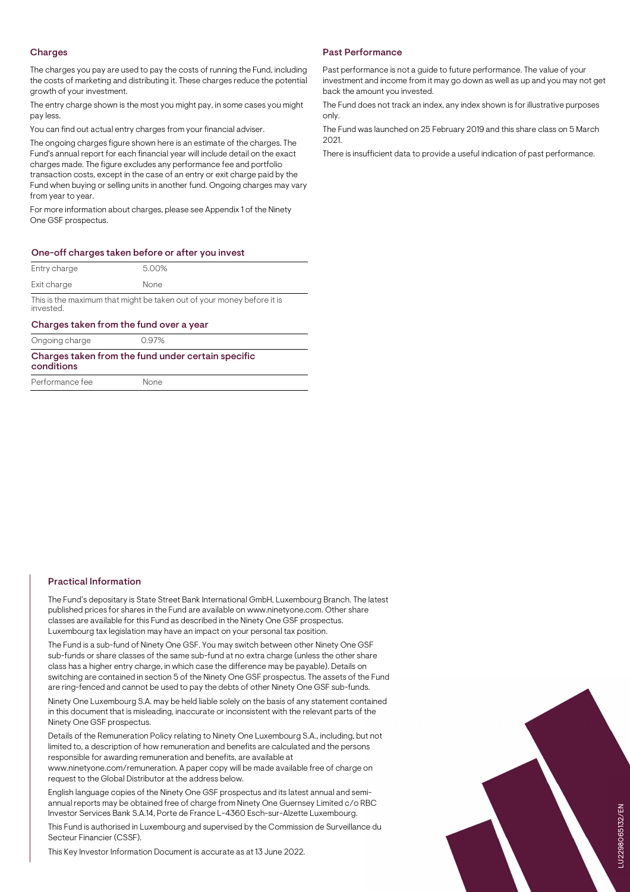## Charges

The charges you pay are used to pay the costs of running the Fund, including the costs of marketing and distributing it. These charges reduce the potential growth of your investment.

The entry charge shown is the most you might pay, in some cases you might pay less.

You can find out actual entry charges from your financial adviser.

The ongoing charges figure shown here is an estimate of the charges. The Fund's annual report for each financial year will include detail on the exact charges made. The figure excludes any performance fee and portfolio transaction costs, except in the case of an entry or exit charge paid by the Fund when buying or selling units in another fund. Ongoing charges may vary from year to year.

For more information about charges, please see Appendix 1 of the Ninety One GSF prospectus.

### One-off charges taken before or after you invest

| | |
|---|---|
| Entry charge | 5.00% |
| Exit charge | None |

This is the maximum that might be taken out of your money before it is invested.

### Charges taken from the fund over a year

| | |
|---|---|
| Ongoing charge | 0.97% |

### Charges taken from the fund under certain specific conditions

| | |
|---|---|
| Performance fee | None |

## Past Performance

Past performance is not a guide to future performance. The value of your investment and income from it may go down as well as up and you may not get back the amount you invested.

The Fund does not track an index, any index shown is for illustrative purposes only.

The Fund was launched on 25 February 2019 and this share class on 5 March 2021.

There is insufficient data to provide a useful indication of past performance.

## Practical Information

The Fund's depositary is State Street Bank International GmbH, Luxembourg Branch. The latest published prices for shares in the Fund are available on www.ninetyone.com. Other share classes are available for this Fund as described in the Ninety One GSF prospectus. Luxembourg tax legislation may have an impact on your personal tax position.

The Fund is a sub-fund of Ninety One GSF. You may switch between other Ninety One GSF sub-funds or share classes of the same sub-fund at no extra charge (unless the other share class has a higher entry charge, in which case the difference may be payable). Details on switching are contained in section 5 of the Ninety One GSF prospectus. The assets of the Fund are ring-fenced and cannot be used to pay the debts of other Ninety One GSF sub-funds.

Ninety One Luxembourg S.A. may be held liable solely on the basis of any statement contained in this document that is misleading, inaccurate or inconsistent with the relevant parts of the Ninety One GSF prospectus.

Details of the Remuneration Policy relating to Ninety One Luxembourg S.A., including, but not limited to, a description of how remuneration and benefits are calculated and the persons responsible for awarding remuneration and benefits, are available at www.ninetyone.com/remuneration. A paper copy will be made available free of charge on request to the Global Distributor at the address below.

English language copies of the Ninety One GSF prospectus and its latest annual and semi-annual reports may be obtained free of charge from Ninety One Guernsey Limited c/o RBC Investor Services Bank S.A.14, Porte de France L-4360 Esch-sur-Alzette Luxembourg.

This Fund is authorised in Luxembourg and supervised by the Commission de Surveillance du Secteur Financier (CSSF).

This Key Investor Information Document is accurate as at 13 June 2022.

LU2298065132/EN